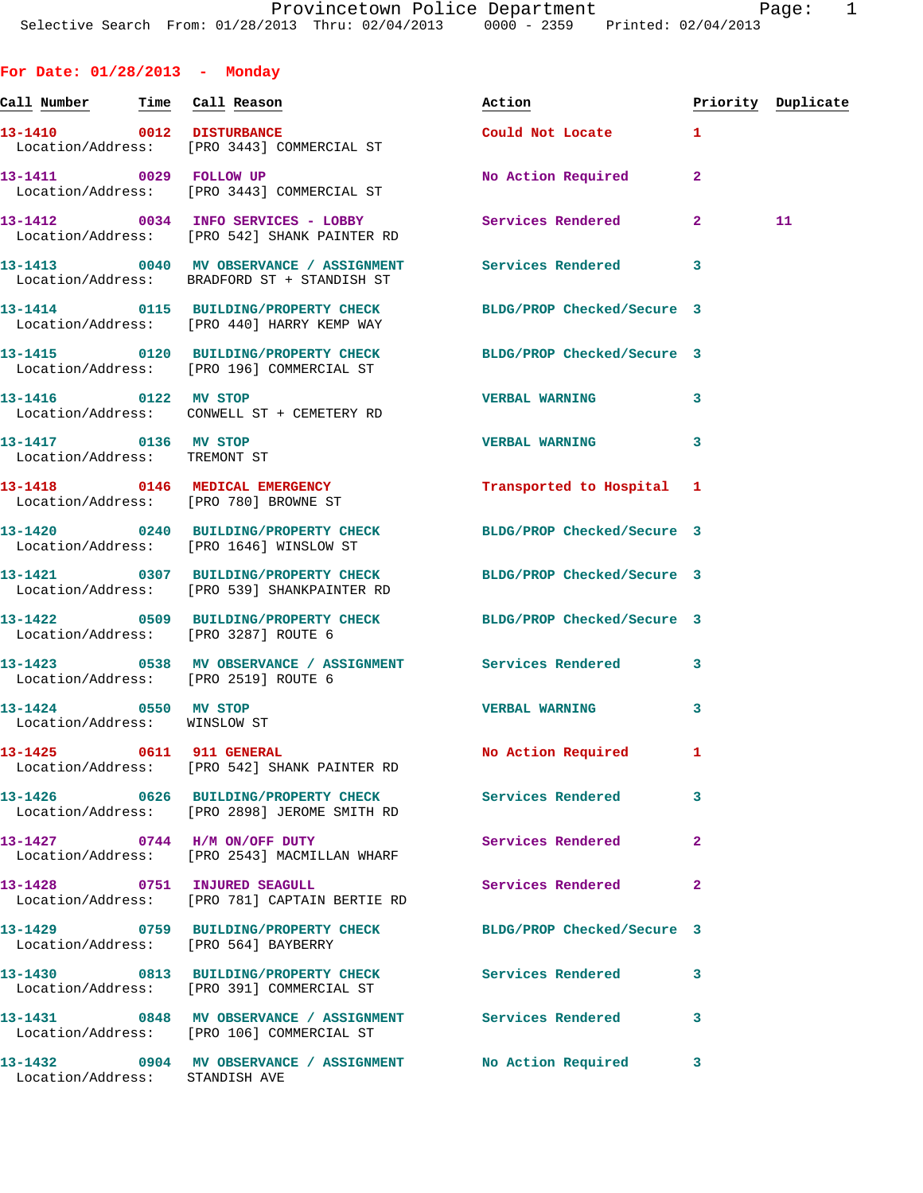Provincetown Police Department
Selective Search From: 01/28/2013 Thru: 02/04/2013 0000 - 2359 Printed: 02/04/2013

## For Date: 01/28/2013 - Monday

| Call Number | Time | Call Reason | Action | Priority | Duplicate |
|---|---|---|---|---|---|
| 13-1410 | 0012 | DISTURBANCE | Could Not Locate | 1 | |
| Location/Address: | | [PRO 3443] COMMERCIAL ST | | | |
| 13-1411 | 0029 | FOLLOW UP | No Action Required | 2 | |
| Location/Address: | | [PRO 3443] COMMERCIAL ST | | | |
| 13-1412 | 0034 | INFO SERVICES - LOBBY | Services Rendered | 2 | 11 |
| Location/Address: | | [PRO 542] SHANK PAINTER RD | | | |
| 13-1413 | 0040 | MV OBSERVANCE / ASSIGNMENT | Services Rendered | 3 | |
| Location/Address: | | BRADFORD ST + STANDISH ST | | | |
| 13-1414 | 0115 | BUILDING/PROPERTY CHECK | BLDG/PROP Checked/Secure | 3 | |
| Location/Address: | | [PRO 440] HARRY KEMP WAY | | | |
| 13-1415 | 0120 | BUILDING/PROPERTY CHECK | BLDG/PROP Checked/Secure | 3 | |
| Location/Address: | | [PRO 196] COMMERCIAL ST | | | |
| 13-1416 | 0122 | MV STOP | VERBAL WARNING | 3 | |
| Location/Address: | | CONWELL ST + CEMETERY RD | | | |
| 13-1417 | 0136 | MV STOP | VERBAL WARNING | 3 | |
| Location/Address: | | TREMONT ST | | | |
| 13-1418 | 0146 | MEDICAL EMERGENCY | Transported to Hospital | 1 | |
| Location/Address: | | [PRO 780] BROWNE ST | | | |
| 13-1420 | 0240 | BUILDING/PROPERTY CHECK | BLDG/PROP Checked/Secure | 3 | |
| Location/Address: | | [PRO 1646] WINSLOW ST | | | |
| 13-1421 | 0307 | BUILDING/PROPERTY CHECK | BLDG/PROP Checked/Secure | 3 | |
| Location/Address: | | [PRO 539] SHANKPAINTER RD | | | |
| 13-1422 | 0509 | BUILDING/PROPERTY CHECK | BLDG/PROP Checked/Secure | 3 | |
| Location/Address: | | [PRO 3287] ROUTE 6 | | | |
| 13-1423 | 0538 | MV OBSERVANCE / ASSIGNMENT | Services Rendered | 3 | |
| Location/Address: | | [PRO 2519] ROUTE 6 | | | |
| 13-1424 | 0550 | MV STOP | VERBAL WARNING | 3 | |
| Location/Address: | | WINSLOW ST | | | |
| 13-1425 | 0611 | 911 GENERAL | No Action Required | 1 | |
| Location/Address: | | [PRO 542] SHANK PAINTER RD | | | |
| 13-1426 | 0626 | BUILDING/PROPERTY CHECK | Services Rendered | 3 | |
| Location/Address: | | [PRO 2898] JEROME SMITH RD | | | |
| 13-1427 | 0744 | H/M ON/OFF DUTY | Services Rendered | 2 | |
| Location/Address: | | [PRO 2543] MACMILLAN WHARF | | | |
| 13-1428 | 0751 | INJURED SEAGULL | Services Rendered | 2 | |
| Location/Address: | | [PRO 781] CAPTAIN BERTIE RD | | | |
| 13-1429 | 0759 | BUILDING/PROPERTY CHECK | BLDG/PROP Checked/Secure | 3 | |
| Location/Address: | | [PRO 564] BAYBERRY | | | |
| 13-1430 | 0813 | BUILDING/PROPERTY CHECK | Services Rendered | 3 | |
| Location/Address: | | [PRO 391] COMMERCIAL ST | | | |
| 13-1431 | 0848 | MV OBSERVANCE / ASSIGNMENT | Services Rendered | 3 | |
| Location/Address: | | [PRO 106] COMMERCIAL ST | | | |
| 13-1432 | 0904 | MV OBSERVANCE / ASSIGNMENT | No Action Required | 3 | |
| Location/Address: | | STANDISH AVE | | | |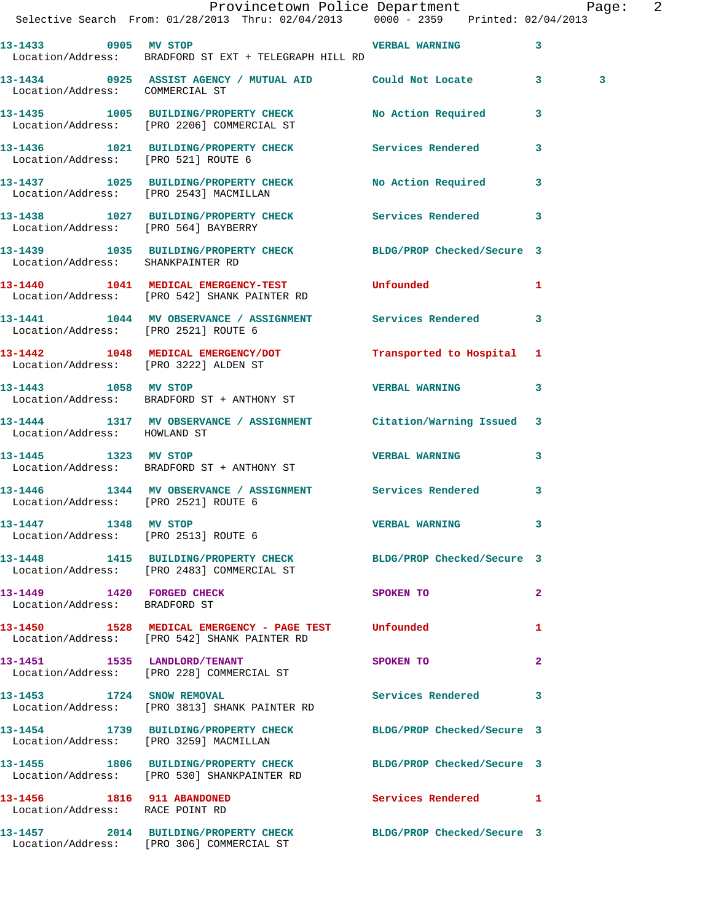| Call Number | Time | Call Reason | Action | Priority | |
|---|---|---|---|---|---|
| 13-1433 | 0905 | MV STOP | VERBAL WARNING | 3 | |
| Location/Address: | | BRADFORD ST EXT + TELEGRAPH HILL RD | | | |
| 13-1434 | 0925 | ASSIST AGENCY / MUTUAL AID | Could Not Locate | 3 | 3 |
| Location/Address: | | COMMERCIAL ST | | | |
| 13-1435 | 1005 | BUILDING/PROPERTY CHECK | No Action Required | 3 | |
| Location/Address: | | [PRO 2206] COMMERCIAL ST | | | |
| 13-1436 | 1021 | BUILDING/PROPERTY CHECK | Services Rendered | 3 | |
| Location/Address: | | [PRO 521] ROUTE 6 | | | |
| 13-1437 | 1025 | BUILDING/PROPERTY CHECK | No Action Required | 3 | |
| Location/Address: | | [PRO 2543] MACMILLAN | | | |
| 13-1438 | 1027 | BUILDING/PROPERTY CHECK | Services Rendered | 3 | |
| Location/Address: | | [PRO 564] BAYBERRY | | | |
| 13-1439 | 1035 | BUILDING/PROPERTY CHECK | BLDG/PROP Checked/Secure | 3 | |
| Location/Address: | | SHANKPAINTER RD | | | |
| 13-1440 | 1041 | MEDICAL EMERGENCY-TEST | Unfounded | 1 | |
| Location/Address: | | [PRO 542] SHANK PAINTER RD | | | |
| 13-1441 | 1044 | MV OBSERVANCE / ASSIGNMENT | Services Rendered | 3 | |
| Location/Address: | | [PRO 2521] ROUTE 6 | | | |
| 13-1442 | 1048 | MEDICAL EMERGENCY/DOT | Transported to Hospital | 1 | |
| Location/Address: | | [PRO 3222] ALDEN ST | | | |
| 13-1443 | 1058 | MV STOP | VERBAL WARNING | 3 | |
| Location/Address: | | BRADFORD ST + ANTHONY ST | | | |
| 13-1444 | 1317 | MV OBSERVANCE / ASSIGNMENT | Citation/Warning Issued | 3 | |
| Location/Address: | | HOWLAND ST | | | |
| 13-1445 | 1323 | MV STOP | VERBAL WARNING | 3 | |
| Location/Address: | | BRADFORD ST + ANTHONY ST | | | |
| 13-1446 | 1344 | MV OBSERVANCE / ASSIGNMENT | Services Rendered | 3 | |
| Location/Address: | | [PRO 2521] ROUTE 6 | | | |
| 13-1447 | 1348 | MV STOP | VERBAL WARNING | 3 | |
| Location/Address: | | [PRO 2513] ROUTE 6 | | | |
| 13-1448 | 1415 | BUILDING/PROPERTY CHECK | BLDG/PROP Checked/Secure | 3 | |
| Location/Address: | | [PRO 2483] COMMERCIAL ST | | | |
| 13-1449 | 1420 | FORGED CHECK | SPOKEN TO | 2 | |
| Location/Address: | | BRADFORD ST | | | |
| 13-1450 | 1528 | MEDICAL EMERGENCY - PAGE TEST | Unfounded | 1 | |
| Location/Address: | | [PRO 542] SHANK PAINTER RD | | | |
| 13-1451 | 1535 | LANDLORD/TENANT | SPOKEN TO | 2 | |
| Location/Address: | | [PRO 228] COMMERCIAL ST | | | |
| 13-1453 | 1724 | SNOW REMOVAL | Services Rendered | 3 | |
| Location/Address: | | [PRO 3813] SHANK PAINTER RD | | | |
| 13-1454 | 1739 | BUILDING/PROPERTY CHECK | BLDG/PROP Checked/Secure | 3 | |
| Location/Address: | | [PRO 3259] MACMILLAN | | | |
| 13-1455 | 1806 | BUILDING/PROPERTY CHECK | BLDG/PROP Checked/Secure | 3 | |
| Location/Address: | | [PRO 530] SHANKPAINTER RD | | | |
| 13-1456 | 1816 | 911 ABANDONED | Services Rendered | 1 | |
| Location/Address: | | RACE POINT RD | | | |
| 13-1457 | 2014 | BUILDING/PROPERTY CHECK | BLDG/PROP Checked/Secure | 3 | |
| Location/Address: | | [PRO 306] COMMERCIAL ST | | | |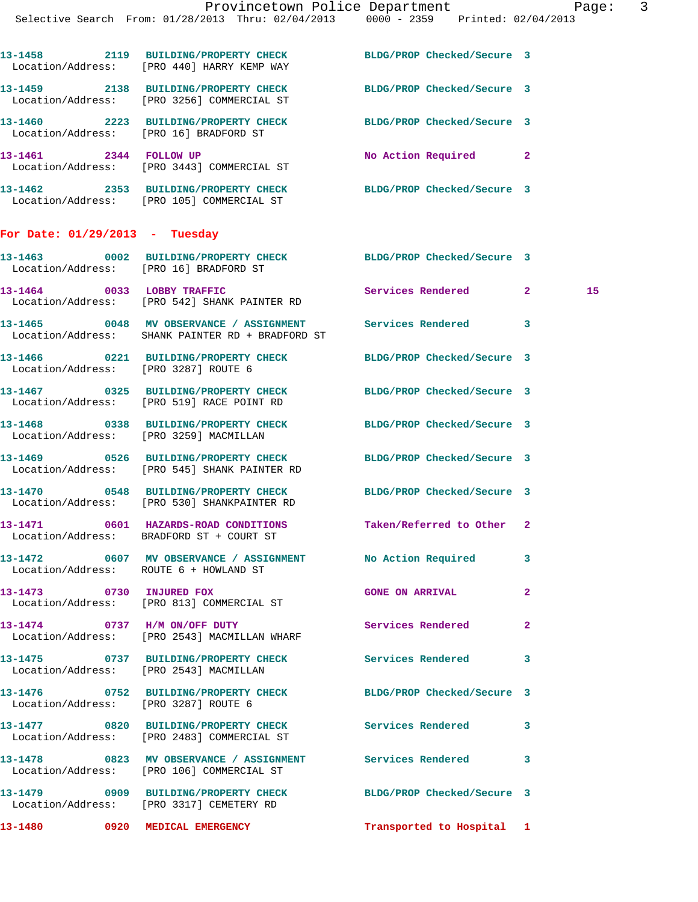13-1458 2119 BUILDING/PROPERTY CHECK BLDG/PROP Checked/Secure 3
Location/Address: [PRO 440] HARRY KEMP WAY

13-1459 2138 BUILDING/PROPERTY CHECK BLDG/PROP Checked/Secure 3
Location/Address: [PRO 3256] COMMERCIAL ST

13-1460 2223 BUILDING/PROPERTY CHECK BLDG/PROP Checked/Secure 3
Location/Address: [PRO 16] BRADFORD ST

13-1461 2344 FOLLOW UP No Action Required 2
Location/Address: [PRO 3443] COMMERCIAL ST

13-1462 2353 BUILDING/PROPERTY CHECK BLDG/PROP Checked/Secure 3
Location/Address: [PRO 105] COMMERCIAL ST

## For Date: 01/29/2013 - Tuesday

13-1463 0002 BUILDING/PROPERTY CHECK BLDG/PROP Checked/Secure 3
Location/Address: [PRO 16] BRADFORD ST

13-1464 0033 LOBBY TRAFFIC Services Rendered 2 15
Location/Address: [PRO 542] SHANK PAINTER RD

13-1465 0048 MV OBSERVANCE / ASSIGNMENT Services Rendered 3
Location/Address: SHANK PAINTER RD + BRADFORD ST

13-1466 0221 BUILDING/PROPERTY CHECK BLDG/PROP Checked/Secure 3
Location/Address: [PRO 3287] ROUTE 6

13-1467 0325 BUILDING/PROPERTY CHECK BLDG/PROP Checked/Secure 3
Location/Address: [PRO 519] RACE POINT RD

13-1468 0338 BUILDING/PROPERTY CHECK BLDG/PROP Checked/Secure 3
Location/Address: [PRO 3259] MACMILLAN

13-1469 0526 BUILDING/PROPERTY CHECK BLDG/PROP Checked/Secure 3
Location/Address: [PRO 545] SHANK PAINTER RD

13-1470 0548 BUILDING/PROPERTY CHECK BLDG/PROP Checked/Secure 3
Location/Address: [PRO 530] SHANKPAINTER RD

13-1471 0601 HAZARDS-ROAD CONDITIONS Taken/Referred to Other 2
Location/Address: BRADFORD ST + COURT ST

13-1472 0607 MV OBSERVANCE / ASSIGNMENT No Action Required 3
Location/Address: ROUTE 6 + HOWLAND ST

13-1473 0730 INJURED FOX GONE ON ARRIVAL 2
Location/Address: [PRO 813] COMMERCIAL ST

13-1474 0737 H/M ON/OFF DUTY Services Rendered 2
Location/Address: [PRO 2543] MACMILLAN WHARF

13-1475 0737 BUILDING/PROPERTY CHECK Services Rendered 3
Location/Address: [PRO 2543] MACMILLAN

13-1476 0752 BUILDING/PROPERTY CHECK BLDG/PROP Checked/Secure 3
Location/Address: [PRO 3287] ROUTE 6

13-1477 0820 BUILDING/PROPERTY CHECK Services Rendered 3
Location/Address: [PRO 2483] COMMERCIAL ST

13-1478 0823 MV OBSERVANCE / ASSIGNMENT Services Rendered 3
Location/Address: [PRO 106] COMMERCIAL ST

13-1479 0909 BUILDING/PROPERTY CHECK BLDG/PROP Checked/Secure 3
Location/Address: [PRO 3317] CEMETERY RD

13-1480 0920 MEDICAL EMERGENCY Transported to Hospital 1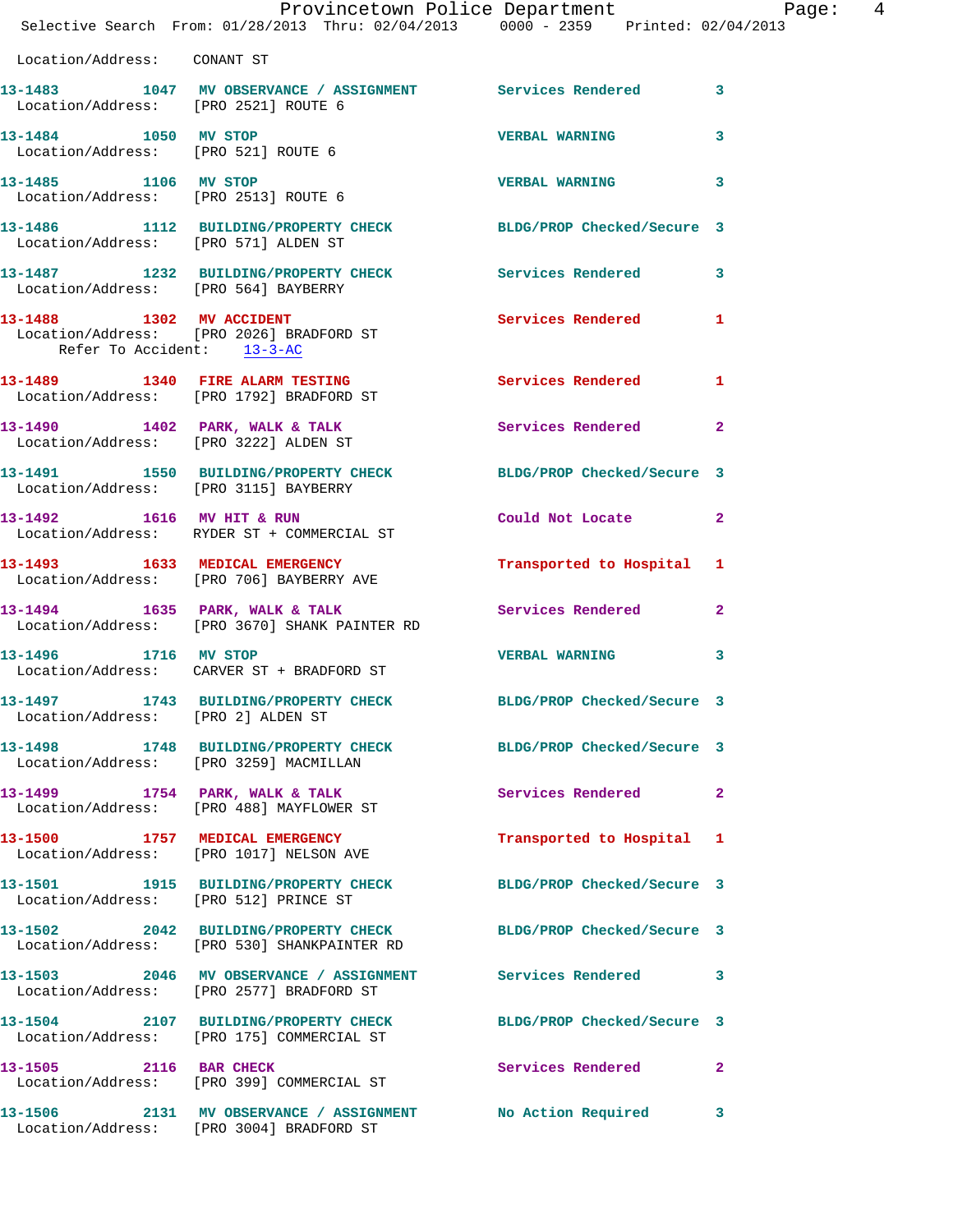Location/Address: CONANT ST

| Call # | Time | Call Reason | Action | Priority |
|---|---|---|---|---|
| 13-1483 | 1047 | MV OBSERVANCE / ASSIGNMENT | Services Rendered | 3 |
| | | Location/Address: [PRO 2521] ROUTE 6 | | |
| 13-1484 | 1050 | MV STOP | VERBAL WARNING | 3 |
| | | Location/Address: [PRO 521] ROUTE 6 | | |
| 13-1485 | 1106 | MV STOP | VERBAL WARNING | 3 |
| | | Location/Address: [PRO 2513] ROUTE 6 | | |
| 13-1486 | 1112 | BUILDING/PROPERTY CHECK | BLDG/PROP Checked/Secure | 3 |
| | | Location/Address: [PRO 571] ALDEN ST | | |
| 13-1487 | 1232 | BUILDING/PROPERTY CHECK | Services Rendered | 3 |
| | | Location/Address: [PRO 564] BAYBERRY | | |
| 13-1488 | 1302 | MV ACCIDENT | Services Rendered | 1 |
| | | Location/Address: [PRO 2026] BRADFORD ST; Refer To Accident: 13-3-AC | | |
| 13-1489 | 1340 | FIRE ALARM TESTING | Services Rendered | 1 |
| | | Location/Address: [PRO 1792] BRADFORD ST | | |
| 13-1490 | 1402 | PARK, WALK & TALK | Services Rendered | 2 |
| | | Location/Address: [PRO 3222] ALDEN ST | | |
| 13-1491 | 1550 | BUILDING/PROPERTY CHECK | BLDG/PROP Checked/Secure | 3 |
| | | Location/Address: [PRO 3115] BAYBERRY | | |
| 13-1492 | 1616 | MV HIT & RUN | Could Not Locate | 2 |
| | | Location/Address: RYDER ST + COMMERCIAL ST | | |
| 13-1493 | 1633 | MEDICAL EMERGENCY | Transported to Hospital | 1 |
| | | Location/Address: [PRO 706] BAYBERRY AVE | | |
| 13-1494 | 1635 | PARK, WALK & TALK | Services Rendered | 2 |
| | | Location/Address: [PRO 3670] SHANK PAINTER RD | | |
| 13-1496 | 1716 | MV STOP | VERBAL WARNING | 3 |
| | | Location/Address: CARVER ST + BRADFORD ST | | |
| 13-1497 | 1743 | BUILDING/PROPERTY CHECK | BLDG/PROP Checked/Secure | 3 |
| | | Location/Address: [PRO 2] ALDEN ST | | |
| 13-1498 | 1748 | BUILDING/PROPERTY CHECK | BLDG/PROP Checked/Secure | 3 |
| | | Location/Address: [PRO 3259] MACMILLAN | | |
| 13-1499 | 1754 | PARK, WALK & TALK | Services Rendered | 2 |
| | | Location/Address: [PRO 488] MAYFLOWER ST | | |
| 13-1500 | 1757 | MEDICAL EMERGENCY | Transported to Hospital | 1 |
| | | Location/Address: [PRO 1017] NELSON AVE | | |
| 13-1501 | 1915 | BUILDING/PROPERTY CHECK | BLDG/PROP Checked/Secure | 3 |
| | | Location/Address: [PRO 512] PRINCE ST | | |
| 13-1502 | 2042 | BUILDING/PROPERTY CHECK | BLDG/PROP Checked/Secure | 3 |
| | | Location/Address: [PRO 530] SHANKPAINTER RD | | |
| 13-1503 | 2046 | MV OBSERVANCE / ASSIGNMENT | Services Rendered | 3 |
| | | Location/Address: [PRO 2577] BRADFORD ST | | |
| 13-1504 | 2107 | BUILDING/PROPERTY CHECK | BLDG/PROP Checked/Secure | 3 |
| | | Location/Address: [PRO 175] COMMERCIAL ST | | |
| 13-1505 | 2116 | BAR CHECK | Services Rendered | 2 |
| | | Location/Address: [PRO 399] COMMERCIAL ST | | |
| 13-1506 | 2131 | MV OBSERVANCE / ASSIGNMENT | No Action Required | 3 |
| | | Location/Address: [PRO 3004] BRADFORD ST | | |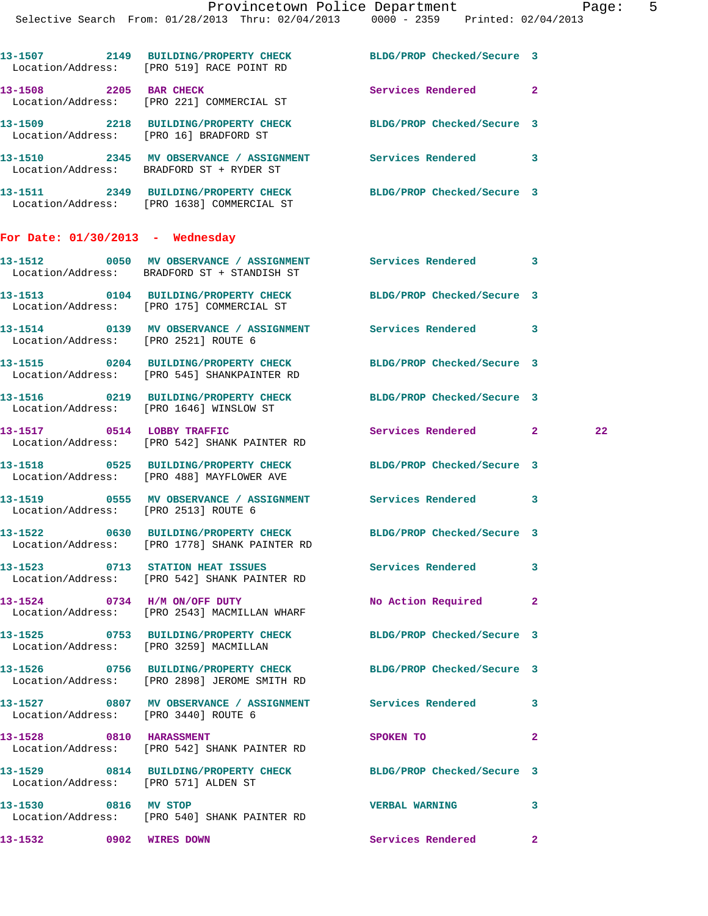13-1507 2149 BUILDING/PROPERTY CHECK BLDG/PROP Checked/Secure 3
Location/Address: [PRO 519] RACE POINT RD

13-1508 2205 BAR CHECK Services Rendered 2
Location/Address: [PRO 221] COMMERCIAL ST

13-1509 2218 BUILDING/PROPERTY CHECK BLDG/PROP Checked/Secure 3
Location/Address: [PRO 16] BRADFORD ST

13-1510 2345 MV OBSERVANCE / ASSIGNMENT Services Rendered 3
Location/Address: BRADFORD ST + RYDER ST

13-1511 2349 BUILDING/PROPERTY CHECK BLDG/PROP Checked/Secure 3
Location/Address: [PRO 1638] COMMERCIAL ST

## For Date: 01/30/2013 - Wednesday

13-1512 0050 MV OBSERVANCE / ASSIGNMENT Services Rendered 3
Location/Address: BRADFORD ST + STANDISH ST

13-1513 0104 BUILDING/PROPERTY CHECK BLDG/PROP Checked/Secure 3
Location/Address: [PRO 175] COMMERCIAL ST

13-1514 0139 MV OBSERVANCE / ASSIGNMENT Services Rendered 3
Location/Address: [PRO 2521] ROUTE 6

13-1515 0204 BUILDING/PROPERTY CHECK BLDG/PROP Checked/Secure 3
Location/Address: [PRO 545] SHANKPAINTER RD

13-1516 0219 BUILDING/PROPERTY CHECK BLDG/PROP Checked/Secure 3
Location/Address: [PRO 1646] WINSLOW ST

13-1517 0514 LOBBY TRAFFIC Services Rendered 2 22
Location/Address: [PRO 542] SHANK PAINTER RD

13-1518 0525 BUILDING/PROPERTY CHECK BLDG/PROP Checked/Secure 3
Location/Address: [PRO 488] MAYFLOWER AVE

13-1519 0555 MV OBSERVANCE / ASSIGNMENT Services Rendered 3
Location/Address: [PRO 2513] ROUTE 6

13-1522 0630 BUILDING/PROPERTY CHECK BLDG/PROP Checked/Secure 3
Location/Address: [PRO 1778] SHANK PAINTER RD

13-1523 0713 STATION HEAT ISSUES Services Rendered 3
Location/Address: [PRO 542] SHANK PAINTER RD

13-1524 0734 H/M ON/OFF DUTY No Action Required 2
Location/Address: [PRO 2543] MACMILLAN WHARF

13-1525 0753 BUILDING/PROPERTY CHECK BLDG/PROP Checked/Secure 3
Location/Address: [PRO 3259] MACMILLAN

13-1526 0756 BUILDING/PROPERTY CHECK BLDG/PROP Checked/Secure 3
Location/Address: [PRO 2898] JEROME SMITH RD

13-1527 0807 MV OBSERVANCE / ASSIGNMENT Services Rendered 3
Location/Address: [PRO 3440] ROUTE 6

13-1528 0810 HARASSMENT SPOKEN TO 2
Location/Address: [PRO 542] SHANK PAINTER RD

13-1529 0814 BUILDING/PROPERTY CHECK BLDG/PROP Checked/Secure 3
Location/Address: [PRO 571] ALDEN ST

13-1530 0816 MV STOP VERBAL WARNING 3
Location/Address: [PRO 540] SHANK PAINTER RD

13-1532 0902 WIRES DOWN Services Rendered 2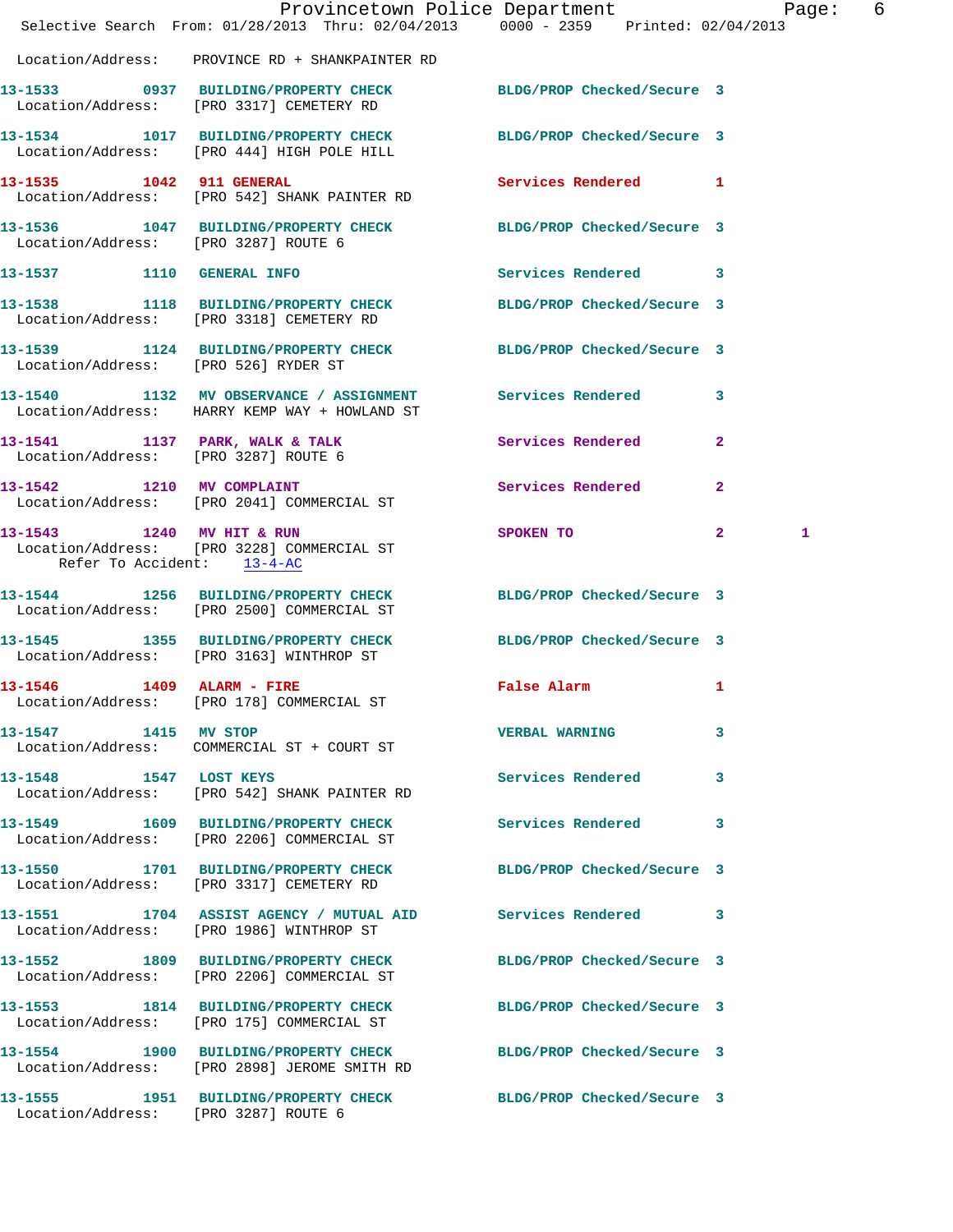Location/Address: PROVINCE RD + SHANKPAINTER RD

13-1533 0937 BUILDING/PROPERTY CHECK BLDG/PROP Checked/Secure 3
Location/Address: [PRO 3317] CEMETERY RD

13-1534 1017 BUILDING/PROPERTY CHECK BLDG/PROP Checked/Secure 3
Location/Address: [PRO 444] HIGH POLE HILL

13-1535 1042 911 GENERAL Services Rendered 1
Location/Address: [PRO 542] SHANK PAINTER RD

13-1536 1047 BUILDING/PROPERTY CHECK BLDG/PROP Checked/Secure 3
Location/Address: [PRO 3287] ROUTE 6

13-1537 1110 GENERAL INFO Services Rendered 3

13-1538 1118 BUILDING/PROPERTY CHECK BLDG/PROP Checked/Secure 3
Location/Address: [PRO 3318] CEMETERY RD

13-1539 1124 BUILDING/PROPERTY CHECK BLDG/PROP Checked/Secure 3
Location/Address: [PRO 526] RYDER ST

13-1540 1132 MV OBSERVANCE / ASSIGNMENT Services Rendered 3
Location/Address: HARRY KEMP WAY + HOWLAND ST

13-1541 1137 PARK, WALK & TALK Services Rendered 2
Location/Address: [PRO 3287] ROUTE 6

13-1542 1210 MV COMPLAINT Services Rendered 2
Location/Address: [PRO 2041] COMMERCIAL ST

13-1543 1240 MV HIT & RUN SPOKEN TO 2 1
Location/Address: [PRO 3228] COMMERCIAL ST
Refer To Accident: 13-4-AC

13-1544 1256 BUILDING/PROPERTY CHECK BLDG/PROP Checked/Secure 3
Location/Address: [PRO 2500] COMMERCIAL ST

13-1545 1355 BUILDING/PROPERTY CHECK BLDG/PROP Checked/Secure 3
Location/Address: [PRO 3163] WINTHROP ST

13-1546 1409 ALARM - FIRE False Alarm 1
Location/Address: [PRO 178] COMMERCIAL ST

13-1547 1415 MV STOP VERBAL WARNING 3
Location/Address: COMMERCIAL ST + COURT ST

13-1548 1547 LOST KEYS Services Rendered 3
Location/Address: [PRO 542] SHANK PAINTER RD

13-1549 1609 BUILDING/PROPERTY CHECK Services Rendered 3
Location/Address: [PRO 2206] COMMERCIAL ST

13-1550 1701 BUILDING/PROPERTY CHECK BLDG/PROP Checked/Secure 3
Location/Address: [PRO 3317] CEMETERY RD

13-1551 1704 ASSIST AGENCY / MUTUAL AID Services Rendered 3
Location/Address: [PRO 1986] WINTHROP ST

13-1552 1809 BUILDING/PROPERTY CHECK BLDG/PROP Checked/Secure 3
Location/Address: [PRO 2206] COMMERCIAL ST

13-1553 1814 BUILDING/PROPERTY CHECK BLDG/PROP Checked/Secure 3
Location/Address: [PRO 175] COMMERCIAL ST

13-1554 1900 BUILDING/PROPERTY CHECK BLDG/PROP Checked/Secure 3
Location/Address: [PRO 2898] JEROME SMITH RD

13-1555 1951 BUILDING/PROPERTY CHECK BLDG/PROP Checked/Secure 3
Location/Address: [PRO 3287] ROUTE 6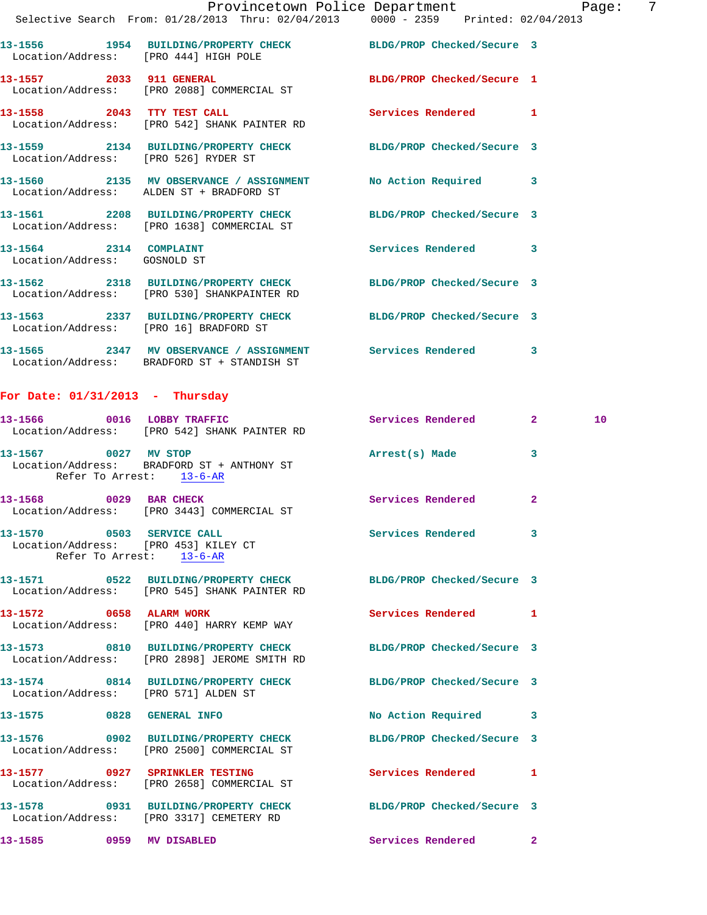```
13-1556        1954   BUILDING/PROPERTY CHECK          BLDG/PROP Checked/Secure  3
  Location/Address:    [PRO 444] HIGH POLE

13-1557        2033   911 GENERAL                      BLDG/PROP Checked/Secure  1
  Location/Address:    [PRO 2088] COMMERCIAL ST

13-1558        2043   TTY TEST CALL                    Services Rendered         1
  Location/Address:    [PRO 542] SHANK PAINTER RD

13-1559        2134   BUILDING/PROPERTY CHECK          BLDG/PROP Checked/Secure  3
  Location/Address:    [PRO 526] RYDER ST

13-1560        2135   MV OBSERVANCE / ASSIGNMENT       No Action Required        3
  Location/Address:    ALDEN ST + BRADFORD ST

13-1561        2208   BUILDING/PROPERTY CHECK          BLDG/PROP Checked/Secure  3
  Location/Address:    [PRO 1638] COMMERCIAL ST

13-1564        2314   COMPLAINT                        Services Rendered         3
  Location/Address:    GOSNOLD ST

13-1562        2318   BUILDING/PROPERTY CHECK          BLDG/PROP Checked/Secure  3
  Location/Address:    [PRO 530] SHANKPAINTER RD

13-1563        2337   BUILDING/PROPERTY CHECK          BLDG/PROP Checked/Secure  3
  Location/Address:    [PRO 16] BRADFORD ST

13-1565        2347   MV OBSERVANCE / ASSIGNMENT       Services Rendered         3
  Location/Address:    BRADFORD ST + STANDISH ST
```

## For Date: 01/31/2013 - Thursday

```
13-1566        0016   LOBBY TRAFFIC                    Services Rendered         2         10
  Location/Address:    [PRO 542] SHANK PAINTER RD

13-1567        0027   MV STOP                          Arrest(s) Made            3
  Location/Address:    BRADFORD ST + ANTHONY ST
        Refer To Arrest:    13-6-AR

13-1568        0029   BAR CHECK                        Services Rendered         2
  Location/Address:    [PRO 3443] COMMERCIAL ST

13-1570        0503   SERVICE CALL                     Services Rendered         3
  Location/Address:    [PRO 453] KILEY CT
        Refer To Arrest:    13-6-AR

13-1571        0522   BUILDING/PROPERTY CHECK          BLDG/PROP Checked/Secure  3
  Location/Address:    [PRO 545] SHANK PAINTER RD

13-1572        0658   ALARM WORK                       Services Rendered         1
  Location/Address:    [PRO 440] HARRY KEMP WAY

13-1573        0810   BUILDING/PROPERTY CHECK          BLDG/PROP Checked/Secure  3
  Location/Address:    [PRO 2898] JEROME SMITH RD

13-1574        0814   BUILDING/PROPERTY CHECK          BLDG/PROP Checked/Secure  3
  Location/Address:    [PRO 571] ALDEN ST

13-1575        0828   GENERAL INFO                     No Action Required        3

13-1576        0902   BUILDING/PROPERTY CHECK          BLDG/PROP Checked/Secure  3
  Location/Address:    [PRO 2500] COMMERCIAL ST

13-1577        0927   SPRINKLER TESTING                Services Rendered         1
  Location/Address:    [PRO 2658] COMMERCIAL ST

13-1578        0931   BUILDING/PROPERTY CHECK          BLDG/PROP Checked/Secure  3
  Location/Address:    [PRO 3317] CEMETERY RD

13-1585        0959   MV DISABLED                      Services Rendered         2
```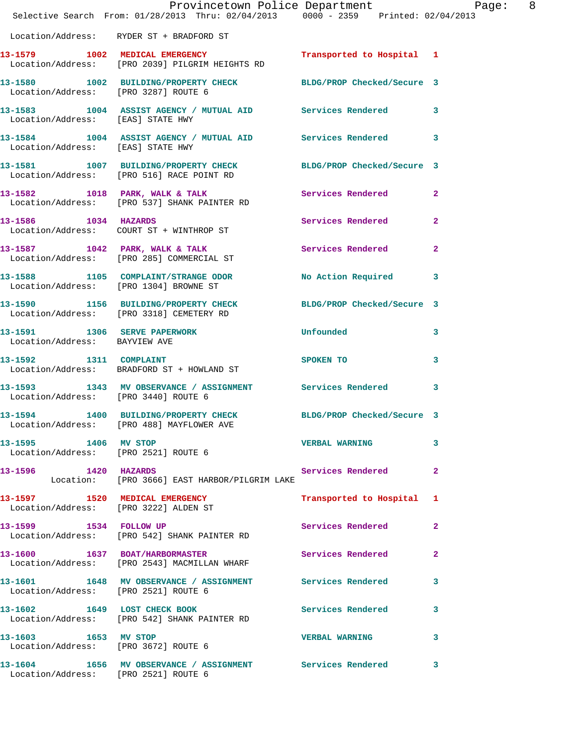Location/Address: RYDER ST + BRADFORD ST

| Call # | Time | Call Reason | Action | Priority |
|---|---|---|---|---|
| 13-1579 | 1002 | MEDICAL EMERGENCY | Transported to Hospital | 1 |
| Location/Address: | | [PRO 2039] PILGRIM HEIGHTS RD | | |
| 13-1580 | 1002 | BUILDING/PROPERTY CHECK | BLDG/PROP Checked/Secure | 3 |
| Location/Address: | | [PRO 3287] ROUTE 6 | | |
| 13-1583 | 1004 | ASSIST AGENCY / MUTUAL AID | Services Rendered | 3 |
| Location/Address: | | [EAS] STATE HWY | | |
| 13-1584 | 1004 | ASSIST AGENCY / MUTUAL AID | Services Rendered | 3 |
| Location/Address: | | [EAS] STATE HWY | | |
| 13-1581 | 1007 | BUILDING/PROPERTY CHECK | BLDG/PROP Checked/Secure | 3 |
| Location/Address: | | [PRO 516] RACE POINT RD | | |
| 13-1582 | 1018 | PARK, WALK & TALK | Services Rendered | 2 |
| Location/Address: | | [PRO 537] SHANK PAINTER RD | | |
| 13-1586 | 1034 | HAZARDS | Services Rendered | 2 |
| Location/Address: | | COURT ST + WINTHROP ST | | |
| 13-1587 | 1042 | PARK, WALK & TALK | Services Rendered | 2 |
| Location/Address: | | [PRO 285] COMMERCIAL ST | | |
| 13-1588 | 1105 | COMPLAINT/STRANGE ODOR | No Action Required | 3 |
| Location/Address: | | [PRO 1304] BROWNE ST | | |
| 13-1590 | 1156 | BUILDING/PROPERTY CHECK | BLDG/PROP Checked/Secure | 3 |
| Location/Address: | | [PRO 3318] CEMETERY RD | | |
| 13-1591 | 1306 | SERVE PAPERWORK | Unfounded | 3 |
| Location/Address: | | BAYVIEW AVE | | |
| 13-1592 | 1311 | COMPLAINT | SPOKEN TO | 3 |
| Location/Address: | | BRADFORD ST + HOWLAND ST | | |
| 13-1593 | 1343 | MV OBSERVANCE / ASSIGNMENT | Services Rendered | 3 |
| Location/Address: | | [PRO 3440] ROUTE 6 | | |
| 13-1594 | 1400 | BUILDING/PROPERTY CHECK | BLDG/PROP Checked/Secure | 3 |
| Location/Address: | | [PRO 488] MAYFLOWER AVE | | |
| 13-1595 | 1406 | MV STOP | VERBAL WARNING | 3 |
| Location/Address: | | [PRO 2521] ROUTE 6 | | |
| 13-1596 | 1420 | HAZARDS | Services Rendered | 2 |
| Location: | | [PRO 3666] EAST HARBOR/PILGRIM LAKE | | |
| 13-1597 | 1520 | MEDICAL EMERGENCY | Transported to Hospital | 1 |
| Location/Address: | | [PRO 3222] ALDEN ST | | |
| 13-1599 | 1534 | FOLLOW UP | Services Rendered | 2 |
| Location/Address: | | [PRO 542] SHANK PAINTER RD | | |
| 13-1600 | 1637 | BOAT/HARBORMASTER | Services Rendered | 2 |
| Location/Address: | | [PRO 2543] MACMILLAN WHARF | | |
| 13-1601 | 1648 | MV OBSERVANCE / ASSIGNMENT | Services Rendered | 3 |
| Location/Address: | | [PRO 2521] ROUTE 6 | | |
| 13-1602 | 1649 | LOST CHECK BOOK | Services Rendered | 3 |
| Location/Address: | | [PRO 542] SHANK PAINTER RD | | |
| 13-1603 | 1653 | MV STOP | VERBAL WARNING | 3 |
| Location/Address: | | [PRO 3672] ROUTE 6 | | |
| 13-1604 | 1656 | MV OBSERVANCE / ASSIGNMENT | Services Rendered | 3 |
| Location/Address: | | [PRO 2521] ROUTE 6 | | |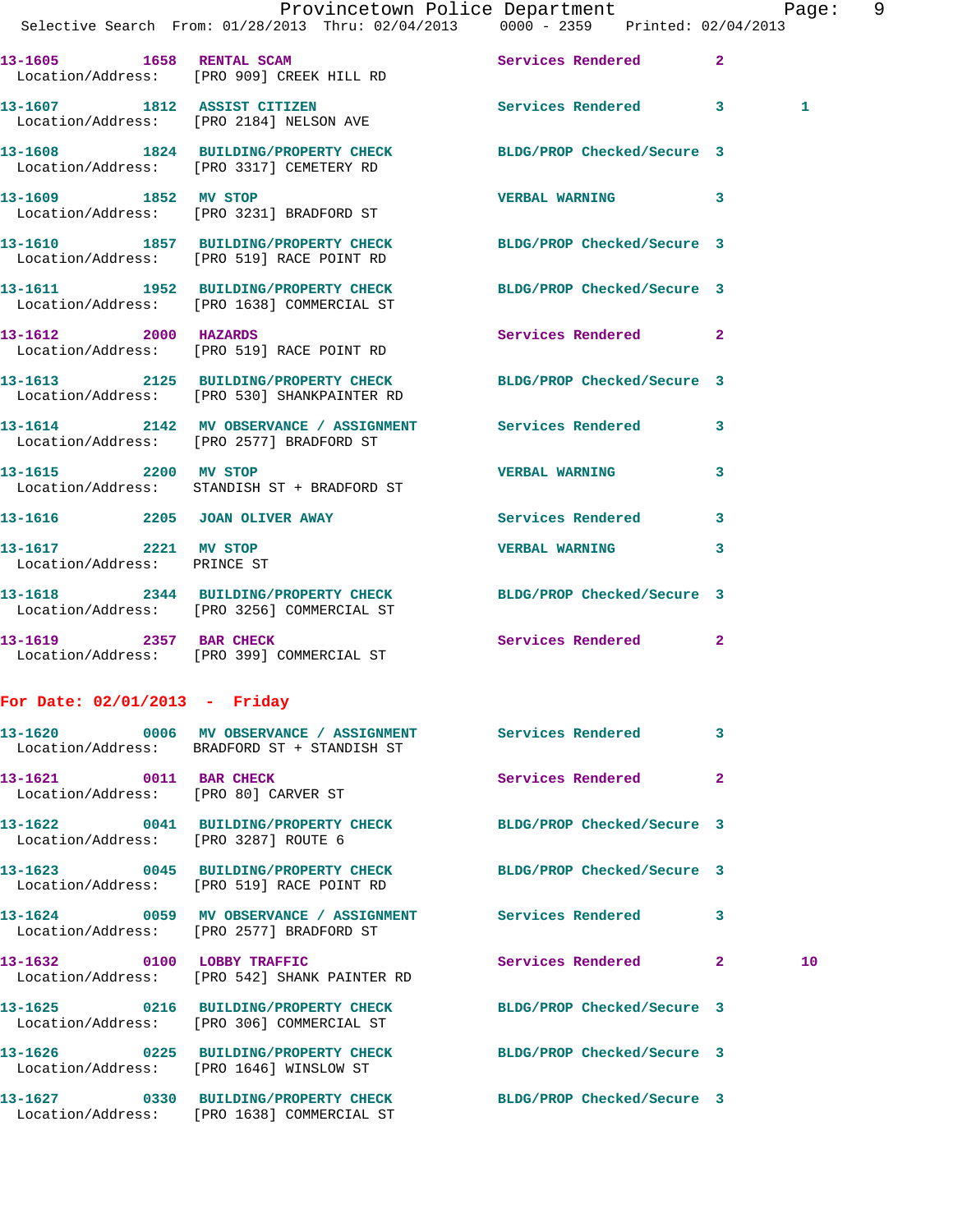**13-1605 1658 RENTAL SCAM** Services Rendered 2
Location/Address: [PRO 909] CREEK HILL RD

**13-1607 1812 ASSIST CITIZEN** Services Rendered 3 1
Location/Address: [PRO 2184] NELSON AVE

**13-1608 1824 BUILDING/PROPERTY CHECK** BLDG/PROP Checked/Secure 3
Location/Address: [PRO 3317] CEMETERY RD

**13-1609 1852 MV STOP** VERBAL WARNING 3
Location/Address: [PRO 3231] BRADFORD ST

**13-1610 1857 BUILDING/PROPERTY CHECK** BLDG/PROP Checked/Secure 3
Location/Address: [PRO 519] RACE POINT RD

**13-1611 1952 BUILDING/PROPERTY CHECK** BLDG/PROP Checked/Secure 3
Location/Address: [PRO 1638] COMMERCIAL ST

**13-1612 2000 HAZARDS** Services Rendered 2
Location/Address: [PRO 519] RACE POINT RD

**13-1613 2125 BUILDING/PROPERTY CHECK** BLDG/PROP Checked/Secure 3
Location/Address: [PRO 530] SHANKPAINTER RD

**13-1614 2142 MV OBSERVANCE / ASSIGNMENT** Services Rendered 3
Location/Address: [PRO 2577] BRADFORD ST

**13-1615 2200 MV STOP** VERBAL WARNING 3
Location/Address: STANDISH ST + BRADFORD ST

**13-1616 2205 JOAN OLIVER AWAY** Services Rendered 3

**13-1617 2221 MV STOP** VERBAL WARNING 3
Location/Address: PRINCE ST

**13-1618 2344 BUILDING/PROPERTY CHECK** BLDG/PROP Checked/Secure 3
Location/Address: [PRO 3256] COMMERCIAL ST

**13-1619 2357 BAR CHECK** Services Rendered 2
Location/Address: [PRO 399] COMMERCIAL ST

## For Date: 02/01/2013 - Friday

**13-1620 0006 MV OBSERVANCE / ASSIGNMENT** Services Rendered 3
Location/Address: BRADFORD ST + STANDISH ST

**13-1621 0011 BAR CHECK** Services Rendered 2
Location/Address: [PRO 80] CARVER ST

**13-1622 0041 BUILDING/PROPERTY CHECK** BLDG/PROP Checked/Secure 3
Location/Address: [PRO 3287] ROUTE 6

**13-1623 0045 BUILDING/PROPERTY CHECK** BLDG/PROP Checked/Secure 3
Location/Address: [PRO 519] RACE POINT RD

**13-1624 0059 MV OBSERVANCE / ASSIGNMENT** Services Rendered 3
Location/Address: [PRO 2577] BRADFORD ST

**13-1632 0100 LOBBY TRAFFIC** Services Rendered 2 10
Location/Address: [PRO 542] SHANK PAINTER RD

**13-1625 0216 BUILDING/PROPERTY CHECK** BLDG/PROP Checked/Secure 3
Location/Address: [PRO 306] COMMERCIAL ST

**13-1626 0225 BUILDING/PROPERTY CHECK** BLDG/PROP Checked/Secure 3
Location/Address: [PRO 1646] WINSLOW ST

**13-1627 0330 BUILDING/PROPERTY CHECK** BLDG/PROP Checked/Secure 3
Location/Address: [PRO 1638] COMMERCIAL ST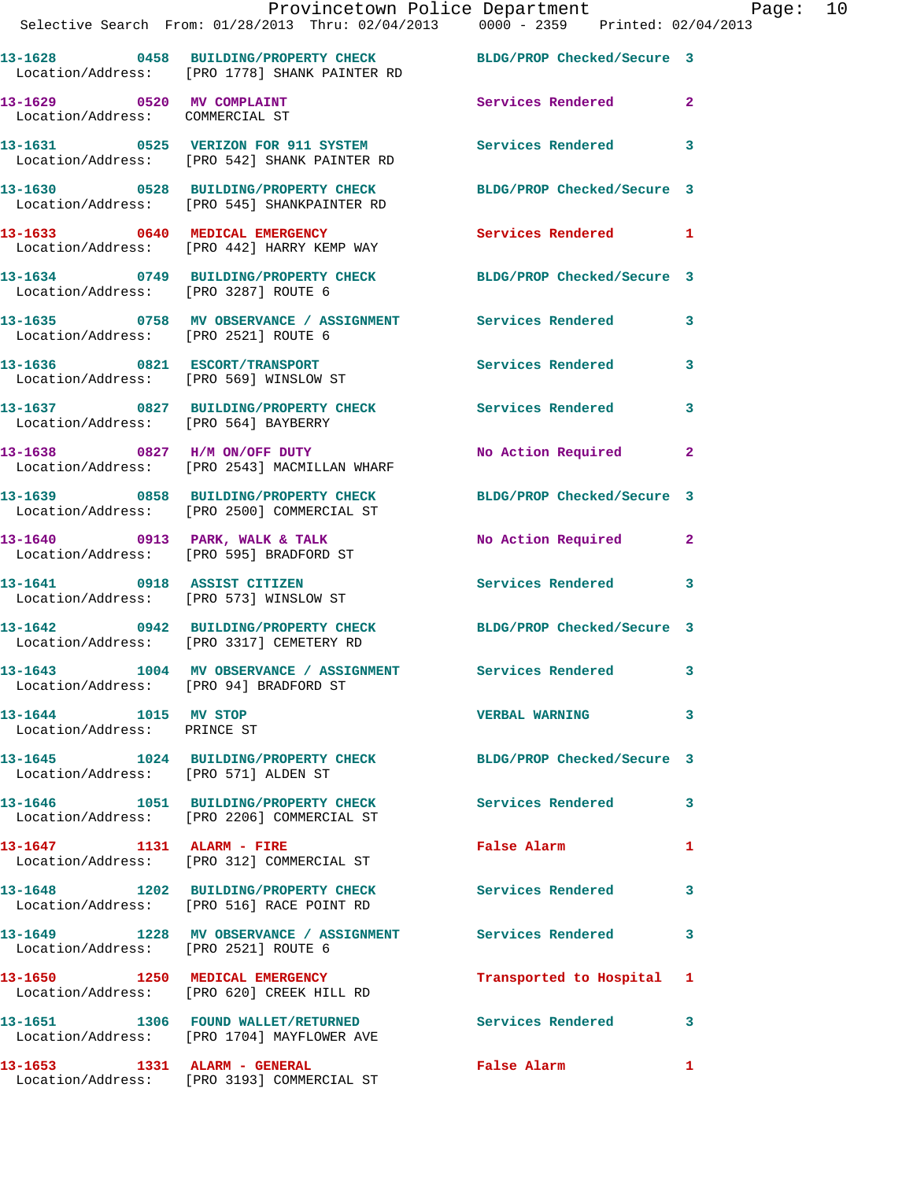13-1628 0458 BUILDING/PROPERTY CHECK BLDG/PROP Checked/Secure 3
Location/Address: [PRO 1778] SHANK PAINTER RD

13-1629 0520 MV COMPLAINT Services Rendered 2
Location/Address: COMMERCIAL ST

13-1631 0525 VERIZON FOR 911 SYSTEM Services Rendered 3
Location/Address: [PRO 542] SHANK PAINTER RD

13-1630 0528 BUILDING/PROPERTY CHECK BLDG/PROP Checked/Secure 3
Location/Address: [PRO 545] SHANKPAINTER RD

13-1633 0640 MEDICAL EMERGENCY Services Rendered 1
Location/Address: [PRO 442] HARRY KEMP WAY

13-1634 0749 BUILDING/PROPERTY CHECK BLDG/PROP Checked/Secure 3
Location/Address: [PRO 3287] ROUTE 6

13-1635 0758 MV OBSERVANCE / ASSIGNMENT Services Rendered 3
Location/Address: [PRO 2521] ROUTE 6

13-1636 0821 ESCORT/TRANSPORT Services Rendered 3
Location/Address: [PRO 569] WINSLOW ST

13-1637 0827 BUILDING/PROPERTY CHECK Services Rendered 3
Location/Address: [PRO 564] BAYBERRY

13-1638 0827 H/M ON/OFF DUTY No Action Required 2
Location/Address: [PRO 2543] MACMILLAN WHARF

13-1639 0858 BUILDING/PROPERTY CHECK BLDG/PROP Checked/Secure 3
Location/Address: [PRO 2500] COMMERCIAL ST

13-1640 0913 PARK, WALK & TALK No Action Required 2
Location/Address: [PRO 595] BRADFORD ST

13-1641 0918 ASSIST CITIZEN Services Rendered 3
Location/Address: [PRO 573] WINSLOW ST

13-1642 0942 BUILDING/PROPERTY CHECK BLDG/PROP Checked/Secure 3
Location/Address: [PRO 3317] CEMETERY RD

13-1643 1004 MV OBSERVANCE / ASSIGNMENT Services Rendered 3
Location/Address: [PRO 94] BRADFORD ST

13-1644 1015 MV STOP VERBAL WARNING 3
Location/Address: PRINCE ST

13-1645 1024 BUILDING/PROPERTY CHECK BLDG/PROP Checked/Secure 3
Location/Address: [PRO 571] ALDEN ST

13-1646 1051 BUILDING/PROPERTY CHECK Services Rendered 3
Location/Address: [PRO 2206] COMMERCIAL ST

13-1647 1131 ALARM - FIRE False Alarm 1
Location/Address: [PRO 312] COMMERCIAL ST

13-1648 1202 BUILDING/PROPERTY CHECK Services Rendered 3
Location/Address: [PRO 516] RACE POINT RD

13-1649 1228 MV OBSERVANCE / ASSIGNMENT Services Rendered 3
Location/Address: [PRO 2521] ROUTE 6

13-1650 1250 MEDICAL EMERGENCY Transported to Hospital 1
Location/Address: [PRO 620] CREEK HILL RD

13-1651 1306 FOUND WALLET/RETURNED Services Rendered 3
Location/Address: [PRO 1704] MAYFLOWER AVE

13-1653 1331 ALARM - GENERAL False Alarm 1
Location/Address: [PRO 3193] COMMERCIAL ST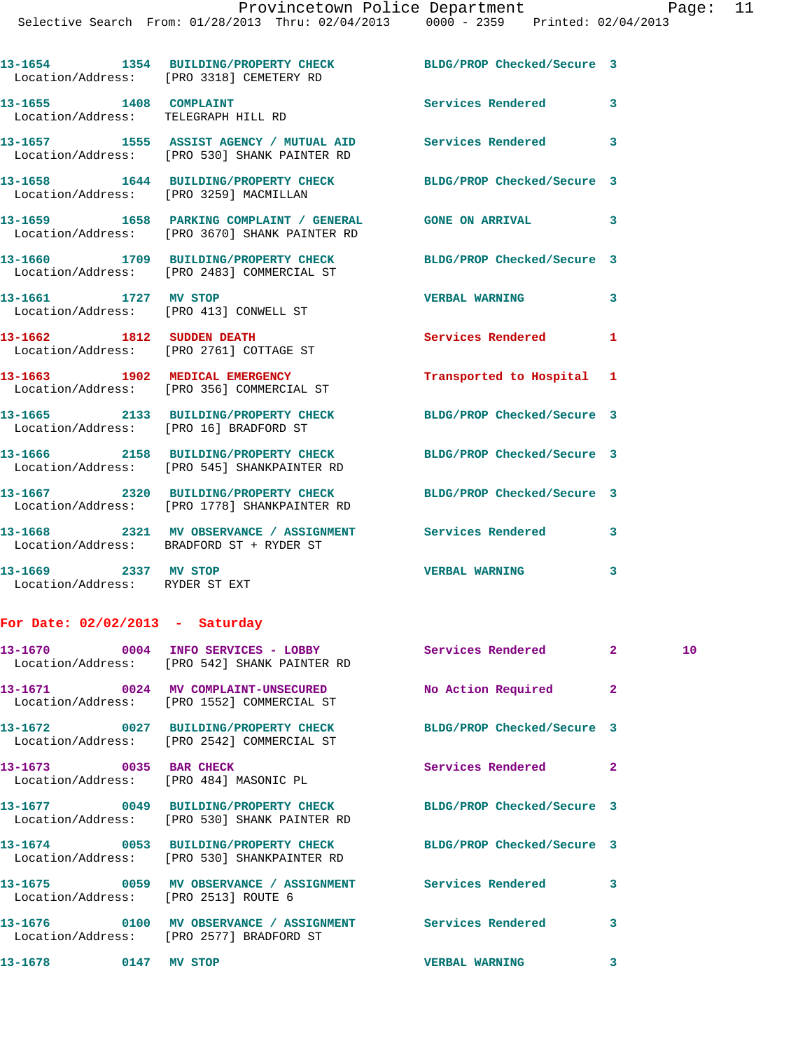13-1654 1354 BUILDING/PROPERTY CHECK BLDG/PROP Checked/Secure 3
Location/Address: [PRO 3318] CEMETERY RD

13-1655 1408 COMPLAINT Services Rendered 3
Location/Address: TELEGRAPH HILL RD

13-1657 1555 ASSIST AGENCY / MUTUAL AID Services Rendered 3
Location/Address: [PRO 530] SHANK PAINTER RD

13-1658 1644 BUILDING/PROPERTY CHECK BLDG/PROP Checked/Secure 3
Location/Address: [PRO 3259] MACMILLAN

13-1659 1658 PARKING COMPLAINT / GENERAL GONE ON ARRIVAL 3
Location/Address: [PRO 3670] SHANK PAINTER RD

13-1660 1709 BUILDING/PROPERTY CHECK BLDG/PROP Checked/Secure 3
Location/Address: [PRO 2483] COMMERCIAL ST

13-1661 1727 MV STOP VERBAL WARNING 3
Location/Address: [PRO 413] CONWELL ST

13-1662 1812 SUDDEN DEATH Services Rendered 1
Location/Address: [PRO 2761] COTTAGE ST

13-1663 1902 MEDICAL EMERGENCY Transported to Hospital 1
Location/Address: [PRO 356] COMMERCIAL ST

13-1665 2133 BUILDING/PROPERTY CHECK BLDG/PROP Checked/Secure 3
Location/Address: [PRO 16] BRADFORD ST

13-1666 2158 BUILDING/PROPERTY CHECK BLDG/PROP Checked/Secure 3
Location/Address: [PRO 545] SHANKPAINTER RD

13-1667 2320 BUILDING/PROPERTY CHECK BLDG/PROP Checked/Secure 3
Location/Address: [PRO 1778] SHANKPAINTER RD

13-1668 2321 MV OBSERVANCE / ASSIGNMENT Services Rendered 3
Location/Address: BRADFORD ST + RYDER ST

13-1669 2337 MV STOP VERBAL WARNING 3
Location/Address: RYDER ST EXT

## For Date: 02/02/2013 - Saturday

13-1670 0004 INFO SERVICES - LOBBY Services Rendered 2 10
Location/Address: [PRO 542] SHANK PAINTER RD

13-1671 0024 MV COMPLAINT-UNSECURED No Action Required 2
Location/Address: [PRO 1552] COMMERCIAL ST

13-1672 0027 BUILDING/PROPERTY CHECK BLDG/PROP Checked/Secure 3
Location/Address: [PRO 2542] COMMERCIAL ST

13-1673 0035 BAR CHECK Services Rendered 2
Location/Address: [PRO 484] MASONIC PL

13-1677 0049 BUILDING/PROPERTY CHECK BLDG/PROP Checked/Secure 3
Location/Address: [PRO 530] SHANK PAINTER RD

13-1674 0053 BUILDING/PROPERTY CHECK BLDG/PROP Checked/Secure 3
Location/Address: [PRO 530] SHANKPAINTER RD

13-1675 0059 MV OBSERVANCE / ASSIGNMENT Services Rendered 3
Location/Address: [PRO 2513] ROUTE 6

13-1676 0100 MV OBSERVANCE / ASSIGNMENT Services Rendered 3
Location/Address: [PRO 2577] BRADFORD ST

13-1678 0147 MV STOP VERBAL WARNING 3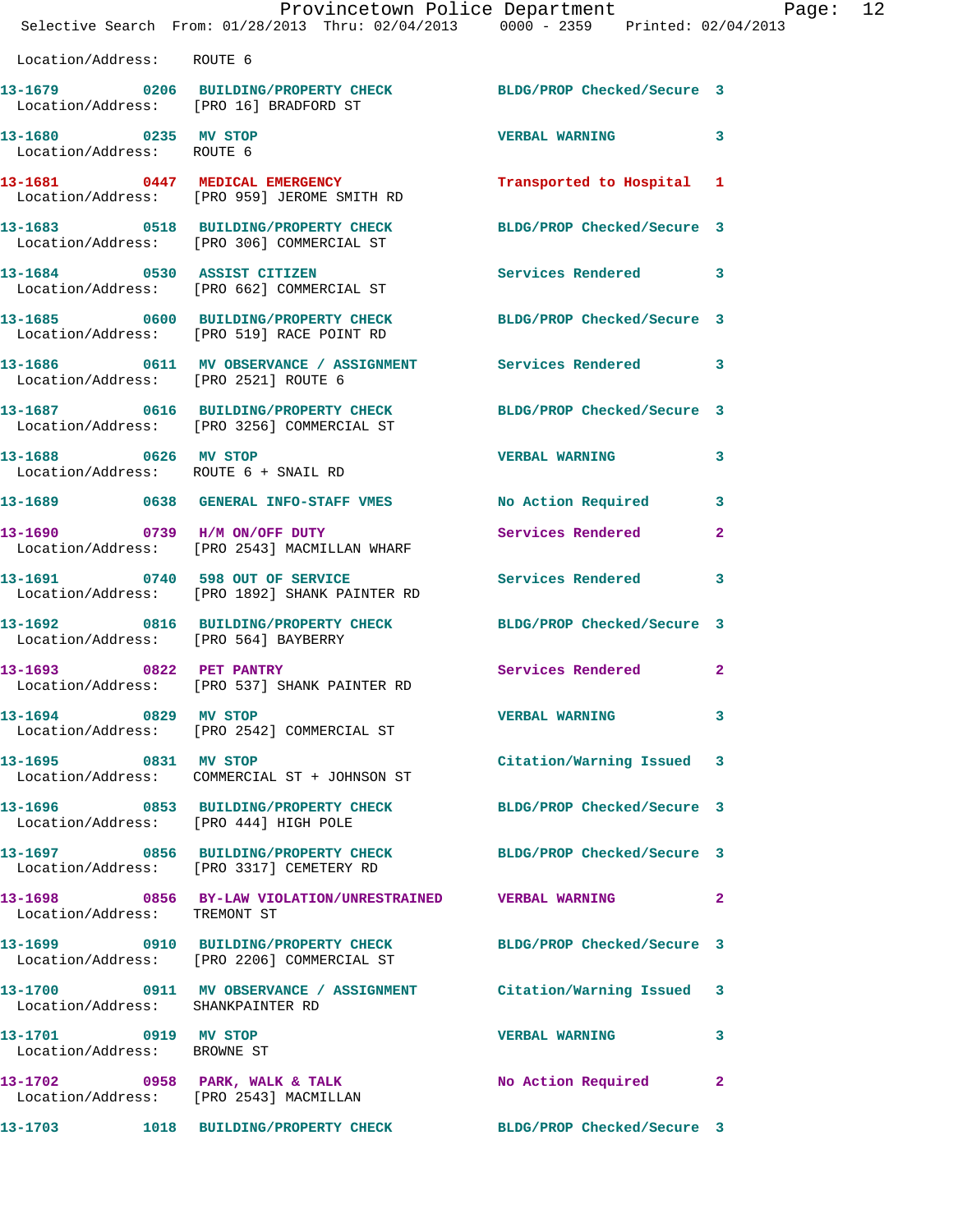Location/Address: ROUTE 6

| Call # | Time | Call Reason | Action | Priority |
|---|---|---|---|---|
| 13-1679 | 0206 | BUILDING/PROPERTY CHECK | BLDG/PROP Checked/Secure | 3 |
| Location/Address: | | [PRO 16] BRADFORD ST | | |
| 13-1680 | 0235 | MV STOP | VERBAL WARNING | 3 |
| Location/Address: | | ROUTE 6 | | |
| 13-1681 | 0447 | MEDICAL EMERGENCY | Transported to Hospital | 1 |
| Location/Address: | | [PRO 959] JEROME SMITH RD | | |
| 13-1683 | 0518 | BUILDING/PROPERTY CHECK | BLDG/PROP Checked/Secure | 3 |
| Location/Address: | | [PRO 306] COMMERCIAL ST | | |
| 13-1684 | 0530 | ASSIST CITIZEN | Services Rendered | 3 |
| Location/Address: | | [PRO 662] COMMERCIAL ST | | |
| 13-1685 | 0600 | BUILDING/PROPERTY CHECK | BLDG/PROP Checked/Secure | 3 |
| Location/Address: | | [PRO 519] RACE POINT RD | | |
| 13-1686 | 0611 | MV OBSERVANCE / ASSIGNMENT | Services Rendered | 3 |
| Location/Address: | | [PRO 2521] ROUTE 6 | | |
| 13-1687 | 0616 | BUILDING/PROPERTY CHECK | BLDG/PROP Checked/Secure | 3 |
| Location/Address: | | [PRO 3256] COMMERCIAL ST | | |
| 13-1688 | 0626 | MV STOP | VERBAL WARNING | 3 |
| Location/Address: | | ROUTE 6 + SNAIL RD | | |
| 13-1689 | 0638 | GENERAL INFO-STAFF VMES | No Action Required | 3 |
| 13-1690 | 0739 | H/M ON/OFF DUTY | Services Rendered | 2 |
| Location/Address: | | [PRO 2543] MACMILLAN WHARF | | |
| 13-1691 | 0740 | 598 OUT OF SERVICE | Services Rendered | 3 |
| Location/Address: | | [PRO 1892] SHANK PAINTER RD | | |
| 13-1692 | 0816 | BUILDING/PROPERTY CHECK | BLDG/PROP Checked/Secure | 3 |
| Location/Address: | | [PRO 564] BAYBERRY | | |
| 13-1693 | 0822 | PET PANTRY | Services Rendered | 2 |
| Location/Address: | | [PRO 537] SHANK PAINTER RD | | |
| 13-1694 | 0829 | MV STOP | VERBAL WARNING | 3 |
| Location/Address: | | [PRO 2542] COMMERCIAL ST | | |
| 13-1695 | 0831 | MV STOP | Citation/Warning Issued | 3 |
| Location/Address: | | COMMERCIAL ST + JOHNSON ST | | |
| 13-1696 | 0853 | BUILDING/PROPERTY CHECK | BLDG/PROP Checked/Secure | 3 |
| Location/Address: | | [PRO 444] HIGH POLE | | |
| 13-1697 | 0856 | BUILDING/PROPERTY CHECK | BLDG/PROP Checked/Secure | 3 |
| Location/Address: | | [PRO 3317] CEMETERY RD | | |
| 13-1698 | 0856 | BY-LAW VIOLATION/UNRESTRAINED | VERBAL WARNING | 2 |
| Location/Address: | | TREMONT ST | | |
| 13-1699 | 0910 | BUILDING/PROPERTY CHECK | BLDG/PROP Checked/Secure | 3 |
| Location/Address: | | [PRO 2206] COMMERCIAL ST | | |
| 13-1700 | 0911 | MV OBSERVANCE / ASSIGNMENT | Citation/Warning Issued | 3 |
| Location/Address: | | SHANKPAINTER RD | | |
| 13-1701 | 0919 | MV STOP | VERBAL WARNING | 3 |
| Location/Address: | | BROWNE ST | | |
| 13-1702 | 0958 | PARK, WALK & TALK | No Action Required | 2 |
| Location/Address: | | [PRO 2543] MACMILLAN | | |
| 13-1703 | 1018 | BUILDING/PROPERTY CHECK | BLDG/PROP Checked/Secure | 3 |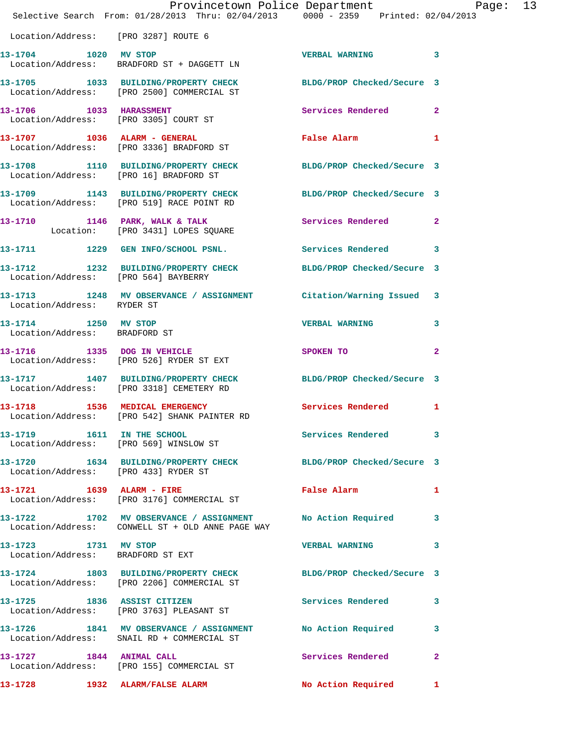Location/Address: [PRO 3287] ROUTE 6

**13-1704 1020 MV STOP** VERBAL WARNING 3
Location/Address: BRADFORD ST + DAGGETT LN

**13-1705 1033 BUILDING/PROPERTY CHECK** BLDG/PROP Checked/Secure 3
Location/Address: [PRO 2500] COMMERCIAL ST

**13-1706 1033 HARASSMENT** Services Rendered 2
Location/Address: [PRO 3305] COURT ST

**13-1707 1036 ALARM - GENERAL** False Alarm 1
Location/Address: [PRO 3336] BRADFORD ST

**13-1708 1110 BUILDING/PROPERTY CHECK** BLDG/PROP Checked/Secure 3
Location/Address: [PRO 16] BRADFORD ST

**13-1709 1143 BUILDING/PROPERTY CHECK** BLDG/PROP Checked/Secure 3
Location/Address: [PRO 519] RACE POINT RD

**13-1710 1146 PARK, WALK & TALK** Services Rendered 2
Location: [PRO 3431] LOPES SQUARE

**13-1711 1229 GEN INFO/SCHOOL PSNL.** Services Rendered 3

**13-1712 1232 BUILDING/PROPERTY CHECK** BLDG/PROP Checked/Secure 3
Location/Address: [PRO 564] BAYBERRY

**13-1713 1248 MV OBSERVANCE / ASSIGNMENT** Citation/Warning Issued 3
Location/Address: RYDER ST

**13-1714 1250 MV STOP** VERBAL WARNING 3
Location/Address: BRADFORD ST

**13-1716 1335 DOG IN VEHICLE** SPOKEN TO 2
Location/Address: [PRO 526] RYDER ST EXT

**13-1717 1407 BUILDING/PROPERTY CHECK** BLDG/PROP Checked/Secure 3
Location/Address: [PRO 3318] CEMETERY RD

**13-1718 1536 MEDICAL EMERGENCY** Services Rendered 1
Location/Address: [PRO 542] SHANK PAINTER RD

**13-1719 1611 IN THE SCHOOL** Services Rendered 3
Location/Address: [PRO 569] WINSLOW ST

**13-1720 1634 BUILDING/PROPERTY CHECK** BLDG/PROP Checked/Secure 3
Location/Address: [PRO 433] RYDER ST

**13-1721 1639 ALARM - FIRE** False Alarm 1
Location/Address: [PRO 3176] COMMERCIAL ST

**13-1722 1702 MV OBSERVANCE / ASSIGNMENT** No Action Required 3
Location/Address: CONWELL ST + OLD ANNE PAGE WAY

**13-1723 1731 MV STOP** VERBAL WARNING 3
Location/Address: BRADFORD ST EXT

**13-1724 1803 BUILDING/PROPERTY CHECK** BLDG/PROP Checked/Secure 3
Location/Address: [PRO 2206] COMMERCIAL ST

**13-1725 1836 ASSIST CITIZEN** Services Rendered 3
Location/Address: [PRO 3763] PLEASANT ST

**13-1726 1841 MV OBSERVANCE / ASSIGNMENT** No Action Required 3
Location/Address: SNAIL RD + COMMERCIAL ST

**13-1727 1844 ANIMAL CALL** Services Rendered 2
Location/Address: [PRO 155] COMMERCIAL ST

**13-1728 1932 ALARM/FALSE ALARM** No Action Required 1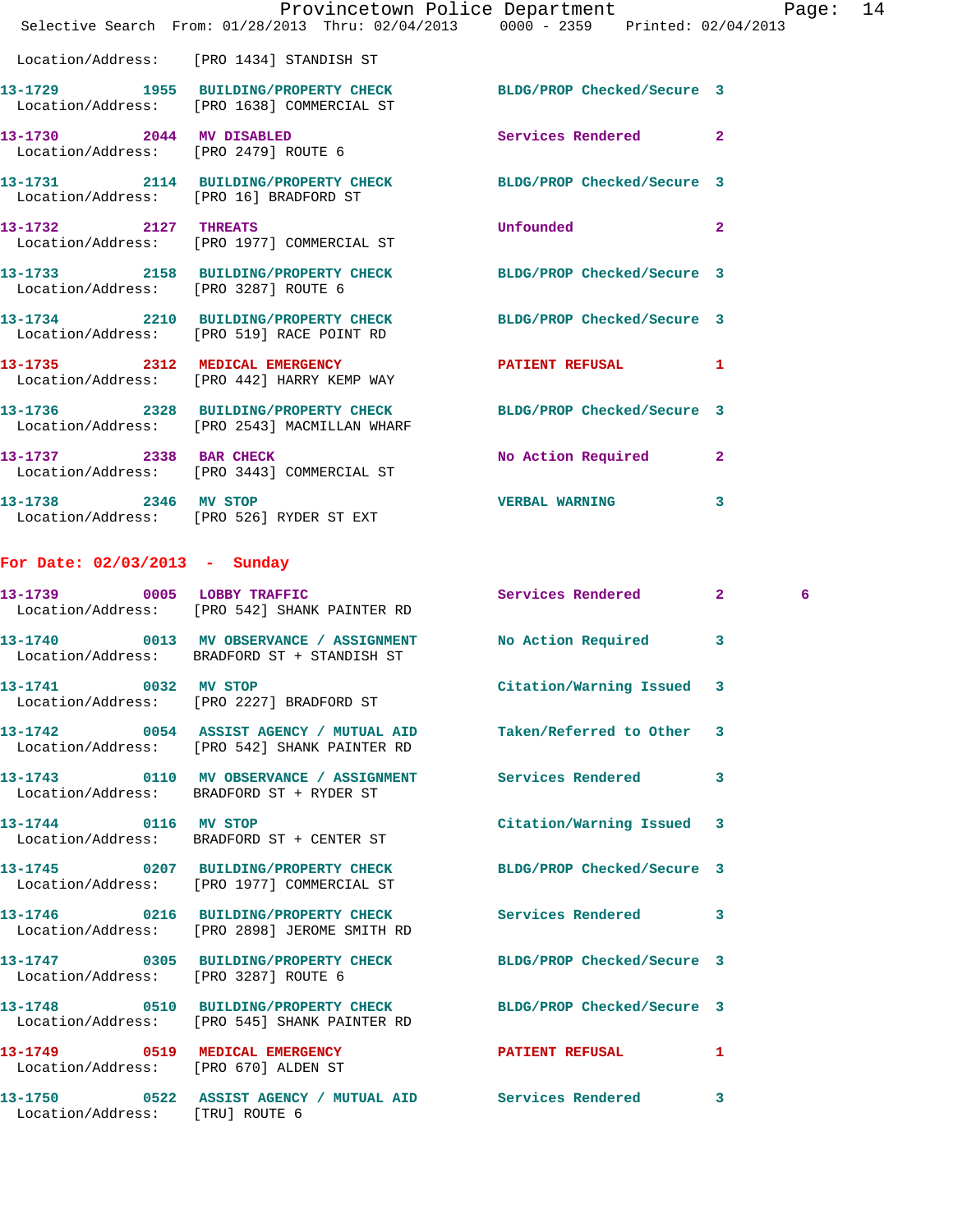Location/Address: [PRO 1434] STANDISH ST

| Call # | Time | Call Reason | Action | Priority | |
|---|---|---|---|---|---|
| 13-1729 | 1955 | BUILDING/PROPERTY CHECK | BLDG/PROP Checked/Secure | 3 | |
| | | Location/Address: [PRO 1638] COMMERCIAL ST | | | |
| 13-1730 | 2044 | MV DISABLED | Services Rendered | 2 | |
| | | Location/Address: [PRO 2479] ROUTE 6 | | | |
| 13-1731 | 2114 | BUILDING/PROPERTY CHECK | BLDG/PROP Checked/Secure | 3 | |
| | | Location/Address: [PRO 16] BRADFORD ST | | | |
| 13-1732 | 2127 | THREATS | Unfounded | 2 | |
| | | Location/Address: [PRO 1977] COMMERCIAL ST | | | |
| 13-1733 | 2158 | BUILDING/PROPERTY CHECK | BLDG/PROP Checked/Secure | 3 | |
| | | Location/Address: [PRO 3287] ROUTE 6 | | | |
| 13-1734 | 2210 | BUILDING/PROPERTY CHECK | BLDG/PROP Checked/Secure | 3 | |
| | | Location/Address: [PRO 519] RACE POINT RD | | | |
| 13-1735 | 2312 | MEDICAL EMERGENCY | PATIENT REFUSAL | 1 | |
| | | Location/Address: [PRO 442] HARRY KEMP WAY | | | |
| 13-1736 | 2328 | BUILDING/PROPERTY CHECK | BLDG/PROP Checked/Secure | 3 | |
| | | Location/Address: [PRO 2543] MACMILLAN WHARF | | | |
| 13-1737 | 2338 | BAR CHECK | No Action Required | 2 | |
| | | Location/Address: [PRO 3443] COMMERCIAL ST | | | |
| 13-1738 | 2346 | MV STOP | VERBAL WARNING | 3 | |
| | | Location/Address: [PRO 526] RYDER ST EXT | | | |

## For Date: 02/03/2013 - Sunday

| Call # | Time | Call Reason | Action | Priority | |
|---|---|---|---|---|---|
| 13-1739 | 0005 | LOBBY TRAFFIC | Services Rendered | 2 | 6 |
| | | Location/Address: [PRO 542] SHANK PAINTER RD | | | |
| 13-1740 | 0013 | MV OBSERVANCE / ASSIGNMENT | No Action Required | 3 | |
| | | Location/Address: BRADFORD ST + STANDISH ST | | | |
| 13-1741 | 0032 | MV STOP | Citation/Warning Issued | 3 | |
| | | Location/Address: [PRO 2227] BRADFORD ST | | | |
| 13-1742 | 0054 | ASSIST AGENCY / MUTUAL AID | Taken/Referred to Other | 3 | |
| | | Location/Address: [PRO 542] SHANK PAINTER RD | | | |
| 13-1743 | 0110 | MV OBSERVANCE / ASSIGNMENT | Services Rendered | 3 | |
| | | Location/Address: BRADFORD ST + RYDER ST | | | |
| 13-1744 | 0116 | MV STOP | Citation/Warning Issued | 3 | |
| | | Location/Address: BRADFORD ST + CENTER ST | | | |
| 13-1745 | 0207 | BUILDING/PROPERTY CHECK | BLDG/PROP Checked/Secure | 3 | |
| | | Location/Address: [PRO 1977] COMMERCIAL ST | | | |
| 13-1746 | 0216 | BUILDING/PROPERTY CHECK | Services Rendered | 3 | |
| | | Location/Address: [PRO 2898] JEROME SMITH RD | | | |
| 13-1747 | 0305 | BUILDING/PROPERTY CHECK | BLDG/PROP Checked/Secure | 3 | |
| | | Location/Address: [PRO 3287] ROUTE 6 | | | |
| 13-1748 | 0510 | BUILDING/PROPERTY CHECK | BLDG/PROP Checked/Secure | 3 | |
| | | Location/Address: [PRO 545] SHANK PAINTER RD | | | |
| 13-1749 | 0519 | MEDICAL EMERGENCY | PATIENT REFUSAL | 1 | |
| | | Location/Address: [PRO 670] ALDEN ST | | | |
| 13-1750 | 0522 | ASSIST AGENCY / MUTUAL AID | Services Rendered | 3 | |
| | | Location/Address: [TRU] ROUTE 6 | | | |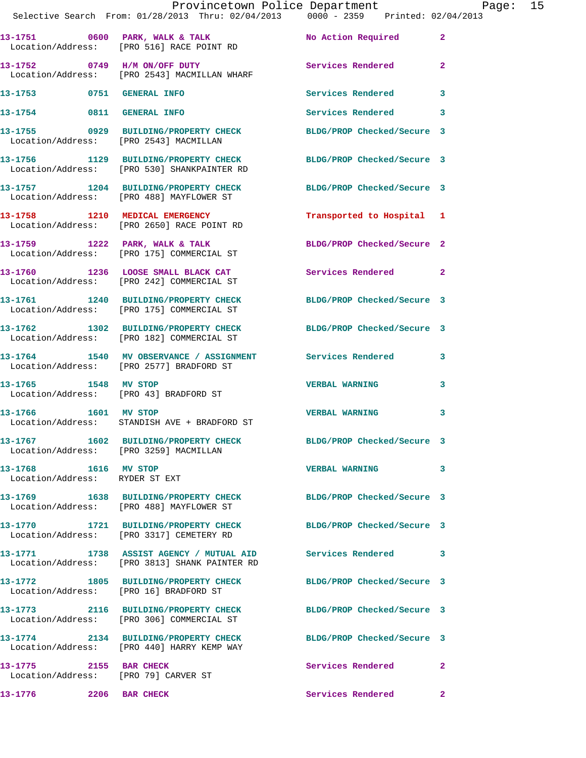| Call # | Time | Call Reason | Action | Priority |
|---|---|---|---|---|
| 13-1751 | 0600 | PARK, WALK & TALK | No Action Required | 2 |
| | | Location/Address: [PRO 516] RACE POINT RD | | |
| 13-1752 | 0749 | H/M ON/OFF DUTY | Services Rendered | 2 |
| | | Location/Address: [PRO 2543] MACMILLAN WHARF | | |
| 13-1753 | 0751 | GENERAL INFO | Services Rendered | 3 |
| 13-1754 | 0811 | GENERAL INFO | Services Rendered | 3 |
| 13-1755 | 0929 | BUILDING/PROPERTY CHECK | BLDG/PROP Checked/Secure | 3 |
| | | Location/Address: [PRO 2543] MACMILLAN | | |
| 13-1756 | 1129 | BUILDING/PROPERTY CHECK | BLDG/PROP Checked/Secure | 3 |
| | | Location/Address: [PRO 530] SHANKPAINTER RD | | |
| 13-1757 | 1204 | BUILDING/PROPERTY CHECK | BLDG/PROP Checked/Secure | 3 |
| | | Location/Address: [PRO 488] MAYFLOWER ST | | |
| 13-1758 | 1210 | MEDICAL EMERGENCY | Transported to Hospital | 1 |
| | | Location/Address: [PRO 2650] RACE POINT RD | | |
| 13-1759 | 1222 | PARK, WALK & TALK | BLDG/PROP Checked/Secure | 2 |
| | | Location/Address: [PRO 175] COMMERCIAL ST | | |
| 13-1760 | 1236 | LOOSE SMALL BLACK CAT | Services Rendered | 2 |
| | | Location/Address: [PRO 242] COMMERCIAL ST | | |
| 13-1761 | 1240 | BUILDING/PROPERTY CHECK | BLDG/PROP Checked/Secure | 3 |
| | | Location/Address: [PRO 175] COMMERCIAL ST | | |
| 13-1762 | 1302 | BUILDING/PROPERTY CHECK | BLDG/PROP Checked/Secure | 3 |
| | | Location/Address: [PRO 182] COMMERCIAL ST | | |
| 13-1764 | 1540 | MV OBSERVANCE / ASSIGNMENT | Services Rendered | 3 |
| | | Location/Address: [PRO 2577] BRADFORD ST | | |
| 13-1765 | 1548 | MV STOP | VERBAL WARNING | 3 |
| | | Location/Address: [PRO 43] BRADFORD ST | | |
| 13-1766 | 1601 | MV STOP | VERBAL WARNING | 3 |
| | | Location/Address: STANDISH AVE + BRADFORD ST | | |
| 13-1767 | 1602 | BUILDING/PROPERTY CHECK | BLDG/PROP Checked/Secure | 3 |
| | | Location/Address: [PRO 3259] MACMILLAN | | |
| 13-1768 | 1616 | MV STOP | VERBAL WARNING | 3 |
| | | Location/Address: RYDER ST EXT | | |
| 13-1769 | 1638 | BUILDING/PROPERTY CHECK | BLDG/PROP Checked/Secure | 3 |
| | | Location/Address: [PRO 488] MAYFLOWER ST | | |
| 13-1770 | 1721 | BUILDING/PROPERTY CHECK | BLDG/PROP Checked/Secure | 3 |
| | | Location/Address: [PRO 3317] CEMETERY RD | | |
| 13-1771 | 1738 | ASSIST AGENCY / MUTUAL AID | Services Rendered | 3 |
| | | Location/Address: [PRO 3813] SHANK PAINTER RD | | |
| 13-1772 | 1805 | BUILDING/PROPERTY CHECK | BLDG/PROP Checked/Secure | 3 |
| | | Location/Address: [PRO 16] BRADFORD ST | | |
| 13-1773 | 2116 | BUILDING/PROPERTY CHECK | BLDG/PROP Checked/Secure | 3 |
| | | Location/Address: [PRO 306] COMMERCIAL ST | | |
| 13-1774 | 2134 | BUILDING/PROPERTY CHECK | BLDG/PROP Checked/Secure | 3 |
| | | Location/Address: [PRO 440] HARRY KEMP WAY | | |
| 13-1775 | 2155 | BAR CHECK | Services Rendered | 2 |
| | | Location/Address: [PRO 79] CARVER ST | | |
| 13-1776 | 2206 | BAR CHECK | Services Rendered | 2 |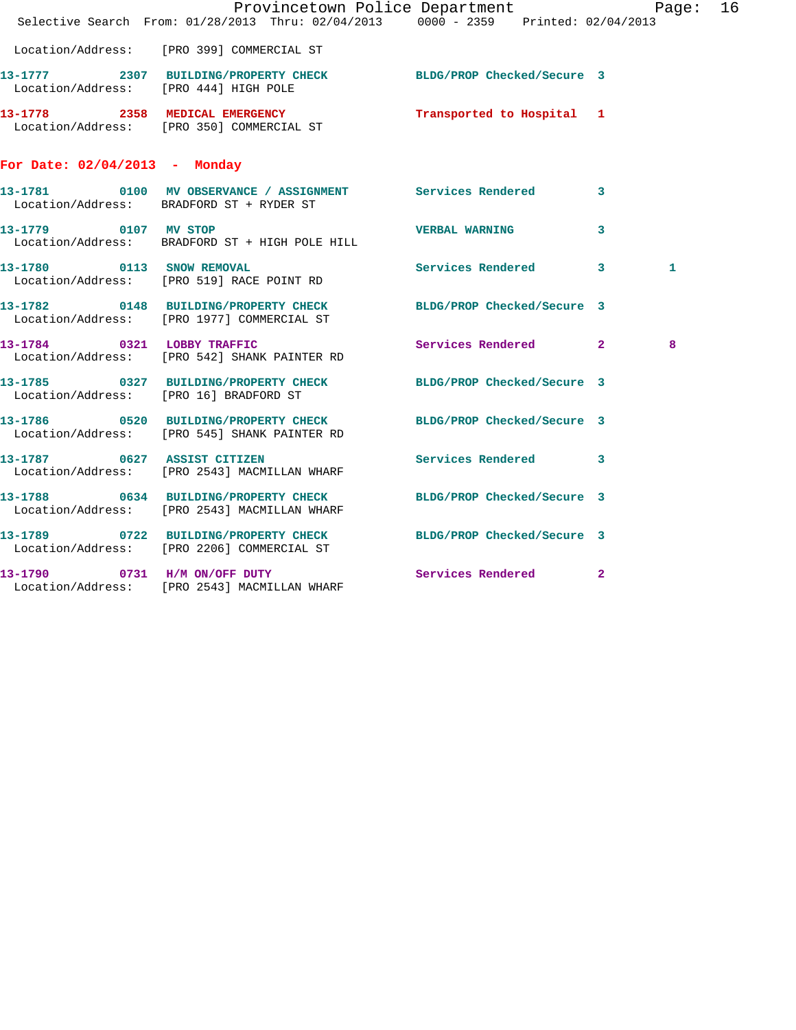Location/Address: [PRO 399] COMMERCIAL ST

13-1777 2307 BUILDING/PROPERTY CHECK BLDG/PROP Checked/Secure 3
Location/Address: [PRO 444] HIGH POLE

13-1778 2358 MEDICAL EMERGENCY Transported to Hospital 1
Location/Address: [PRO 350] COMMERCIAL ST

## For Date: 02/04/2013 - Monday

13-1781 0100 MV OBSERVANCE / ASSIGNMENT Services Rendered 3
Location/Address: BRADFORD ST + RYDER ST

13-1779 0107 MV STOP VERBAL WARNING 3
Location/Address: BRADFORD ST + HIGH POLE HILL

13-1780 0113 SNOW REMOVAL Services Rendered 3 1
Location/Address: [PRO 519] RACE POINT RD

13-1782 0148 BUILDING/PROPERTY CHECK BLDG/PROP Checked/Secure 3
Location/Address: [PRO 1977] COMMERCIAL ST

13-1784 0321 LOBBY TRAFFIC Services Rendered 2 8
Location/Address: [PRO 542] SHANK PAINTER RD

13-1785 0327 BUILDING/PROPERTY CHECK BLDG/PROP Checked/Secure 3
Location/Address: [PRO 16] BRADFORD ST

13-1786 0520 BUILDING/PROPERTY CHECK BLDG/PROP Checked/Secure 3
Location/Address: [PRO 545] SHANK PAINTER RD

13-1787 0627 ASSIST CITIZEN Services Rendered 3
Location/Address: [PRO 2543] MACMILLAN WHARF

13-1788 0634 BUILDING/PROPERTY CHECK BLDG/PROP Checked/Secure 3
Location/Address: [PRO 2543] MACMILLAN WHARF

13-1789 0722 BUILDING/PROPERTY CHECK BLDG/PROP Checked/Secure 3
Location/Address: [PRO 2206] COMMERCIAL ST

13-1790 0731 H/M ON/OFF DUTY Services Rendered 2
Location/Address: [PRO 2543] MACMILLAN WHARF